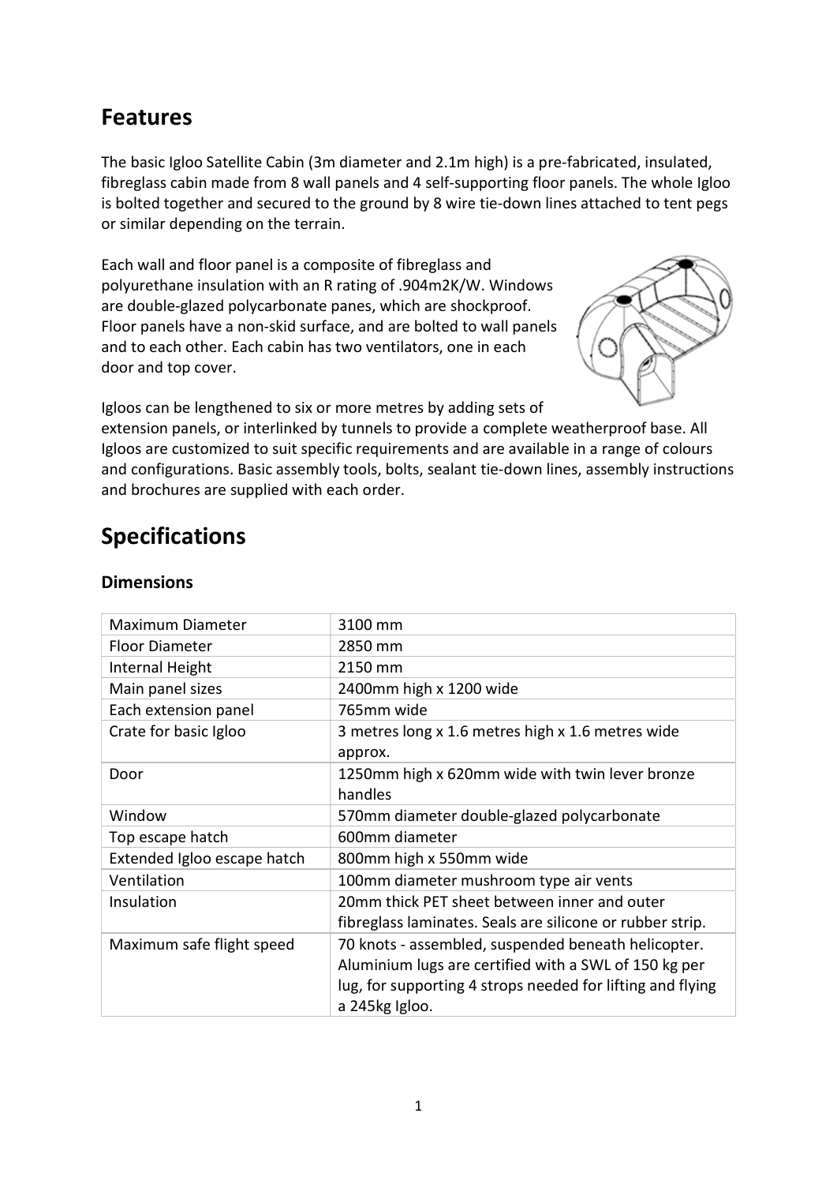## Features

The basic Igloo Satellite Cabin (3m diameter and 2.1m high) is a pre-fabricated, insulated, fibreglass cabin made from 8 wall panels and 4 self-supporting floor panels. The whole Igloo is bolted together and secured to the ground by 8 wire tie-down lines attached to tent pegs or similar depending on the terrain.

Each wall and floor panel is a composite of fibreglass and polyurethane insulation with an R rating of .904m2K/W. Windows are double-glazed polycarbonate panes, which are shockproof. Floor panels have a non-skid surface, and are bolted to wall panels and to each other. Each cabin has two ventilators, one in each door and top cover.

Igloos can be lengthened to six or more metres by adding sets of extension panels, or interlinked by tunnels to provide a complete weatherproof base. All Igloos are customized to suit specific requirements and are available in a range of colours and configurations. Basic assembly tools, bolts, sealant tie-down lines, assembly instructions and brochures are supplied with each order.

## Specifications

### Dimensions

| | |
|---|---|
| Maximum Diameter | 3100 mm |
| Floor Diameter | 2850 mm |
| Internal Height | 2150 mm |
| Main panel sizes | 2400mm high x 1200 wide |
| Each extension panel | 765mm wide |
| Crate for basic Igloo | 3 metres long x 1.6 metres high x 1.6 metres wide approx. |
| Door | 1250mm high x 620mm wide with twin lever bronze handles |
| Window | 570mm diameter double-glazed polycarbonate |
| Top escape hatch | 600mm diameter |
| Extended Igloo escape hatch | 800mm high x 550mm wide |
| Ventilation | 100mm diameter mushroom type air vents |
| Insulation | 20mm thick PET sheet between inner and outer fibreglass laminates. Seals are silicone or rubber strip. |
| Maximum safe flight speed | 70 knots - assembled, suspended beneath helicopter. Aluminium lugs are certified with a SWL of 150 kg per lug, for supporting 4 strops needed for lifting and flying a 245kg Igloo. |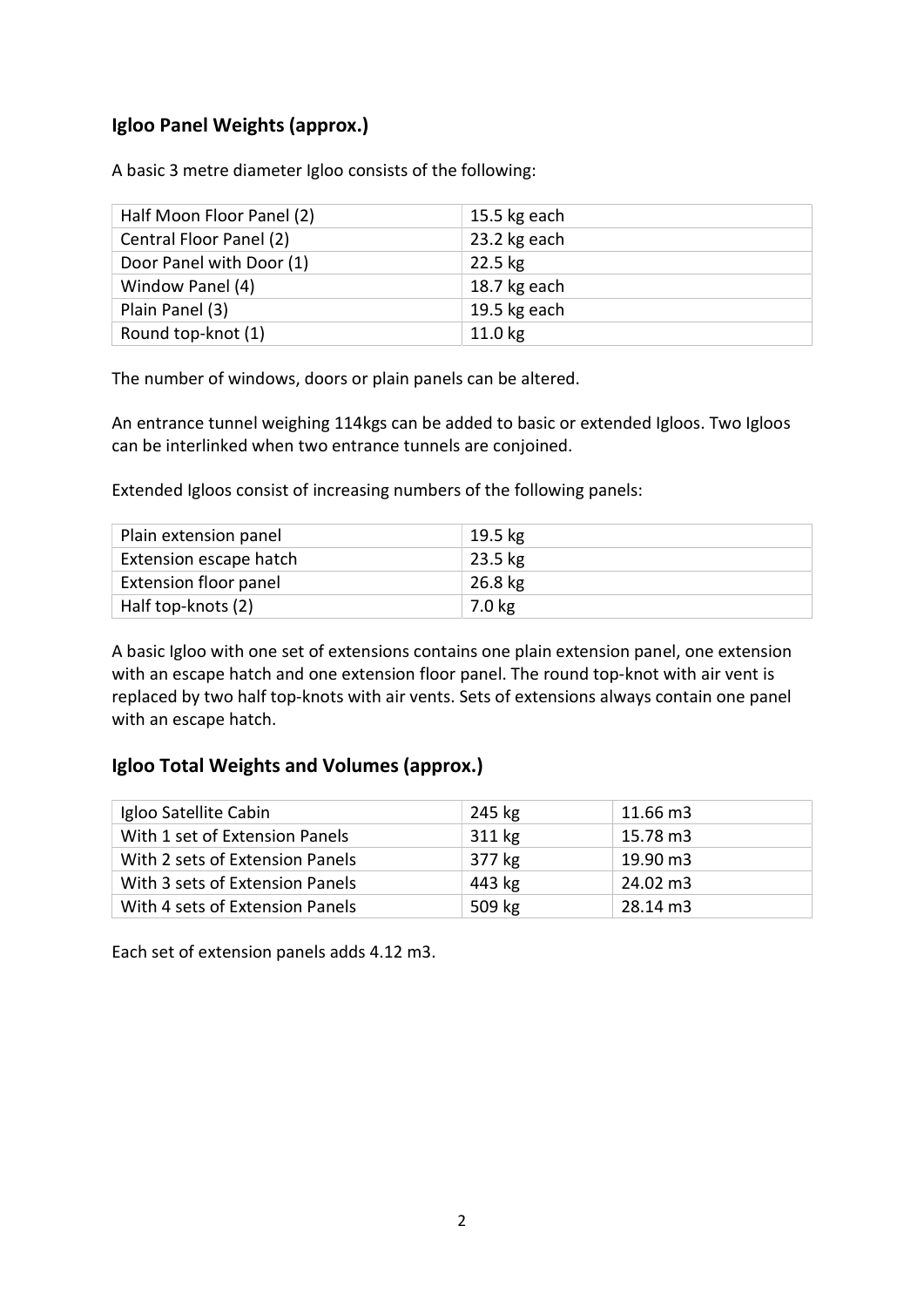## Igloo Panel Weights (approx.)

A basic 3 metre diameter Igloo consists of the following:

| Half Moon Floor Panel (2) | 15.5 kg each |
|---|---|
| Central Floor Panel (2) | 23.2 kg each |
| Door Panel with Door (1) | 22.5 kg |
| Window Panel (4) | 18.7 kg each |
| Plain Panel (3) | 19.5 kg each |
| Round top-knot (1) | 11.0 kg |

The number of windows, doors or plain panels can be altered.

An entrance tunnel weighing 114kgs can be added to basic or extended Igloos. Two Igloos can be interlinked when two entrance tunnels are conjoined.

Extended Igloos consist of increasing numbers of the following panels:

| Plain extension panel | 19.5 kg |
|---|---|
| Extension escape hatch | 23.5 kg |
| Extension floor panel | 26.8 kg |
| Half top-knots (2) | 7.0 kg |

A basic Igloo with one set of extensions contains one plain extension panel, one extension with an escape hatch and one extension floor panel. The round top-knot with air vent is replaced by two half top-knots with air vents. Sets of extensions always contain one panel with an escape hatch.

## Igloo Total Weights and Volumes (approx.)

| Igloo Satellite Cabin | 245 kg | 11.66 m3 |
|---|---|---|
| With 1 set of Extension Panels | 311 kg | 15.78 m3 |
| With 2 sets of Extension Panels | 377 kg | 19.90 m3 |
| With 3 sets of Extension Panels | 443 kg | 24.02 m3 |
| With 4 sets of Extension Panels | 509 kg | 28.14 m3 |

Each set of extension panels adds 4.12 m3.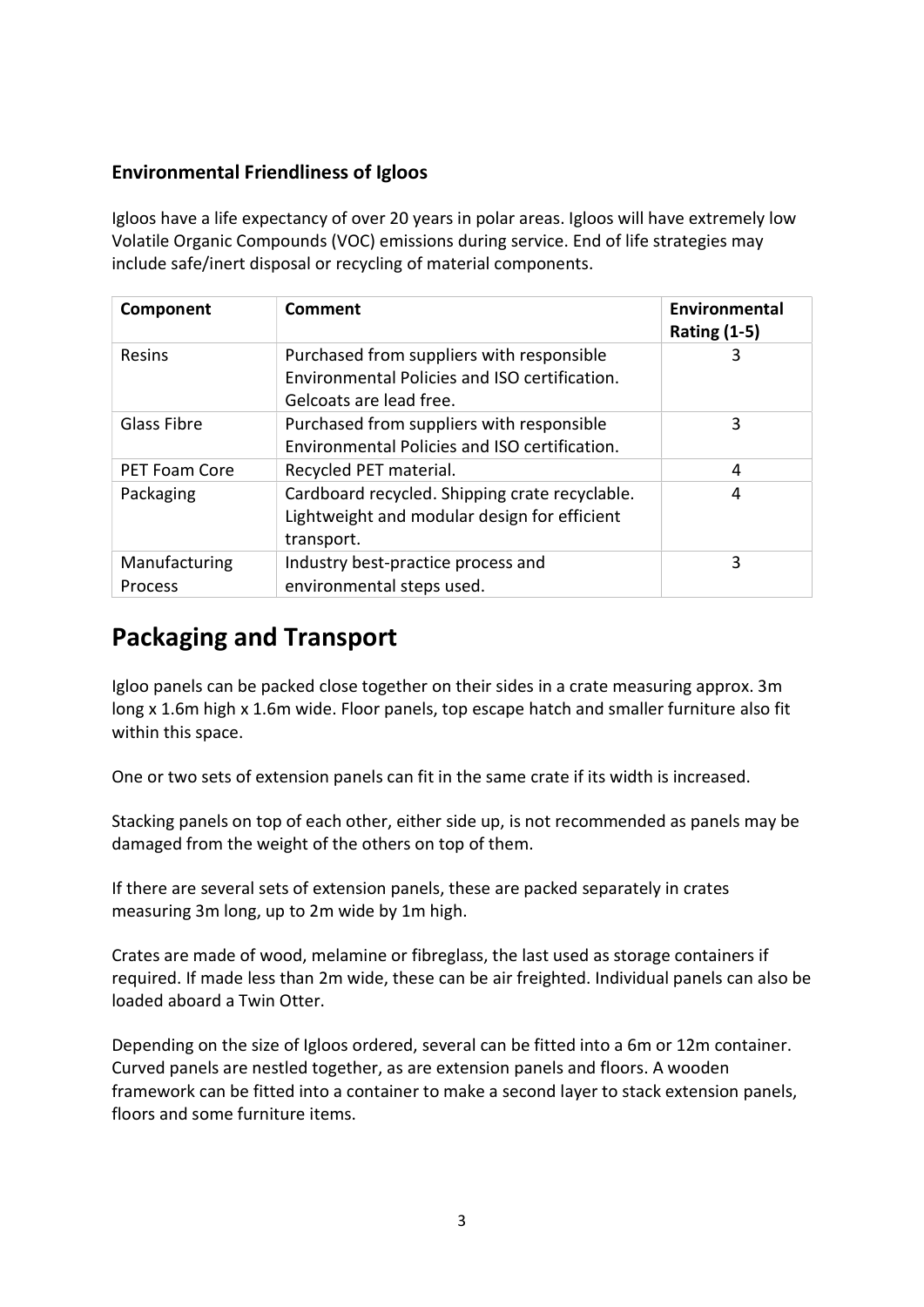### Environmental Friendliness of Igloos

Igloos have a life expectancy of over 20 years in polar areas. Igloos will have extremely low Volatile Organic Compounds (VOC) emissions during service. End of life strategies may include safe/inert disposal or recycling of material components.

| Component | Comment | Environmental Rating (1-5) |
|---|---|---|
| Resins | Purchased from suppliers with responsible Environmental Policies and ISO certification. Gelcoats are lead free. | 3 |
| Glass Fibre | Purchased from suppliers with responsible Environmental Policies and ISO certification. | 3 |
| PET Foam Core | Recycled PET material. | 4 |
| Packaging | Cardboard recycled. Shipping crate recyclable. Lightweight and modular design for efficient transport. | 4 |
| Manufacturing Process | Industry best-practice process and environmental steps used. | 3 |

## Packaging and Transport

Igloo panels can be packed close together on their sides in a crate measuring approx. 3m long x 1.6m high x 1.6m wide. Floor panels, top escape hatch and smaller furniture also fit within this space.

One or two sets of extension panels can fit in the same crate if its width is increased.

Stacking panels on top of each other, either side up, is not recommended as panels may be damaged from the weight of the others on top of them.

If there are several sets of extension panels, these are packed separately in crates measuring 3m long, up to 2m wide by 1m high.

Crates are made of wood, melamine or fibreglass, the last used as storage containers if required. If made less than 2m wide, these can be air freighted. Individual panels can also be loaded aboard a Twin Otter.

Depending on the size of Igloos ordered, several can be fitted into a 6m or 12m container. Curved panels are nestled together, as are extension panels and floors. A wooden framework can be fitted into a container to make a second layer to stack extension panels, floors and some furniture items.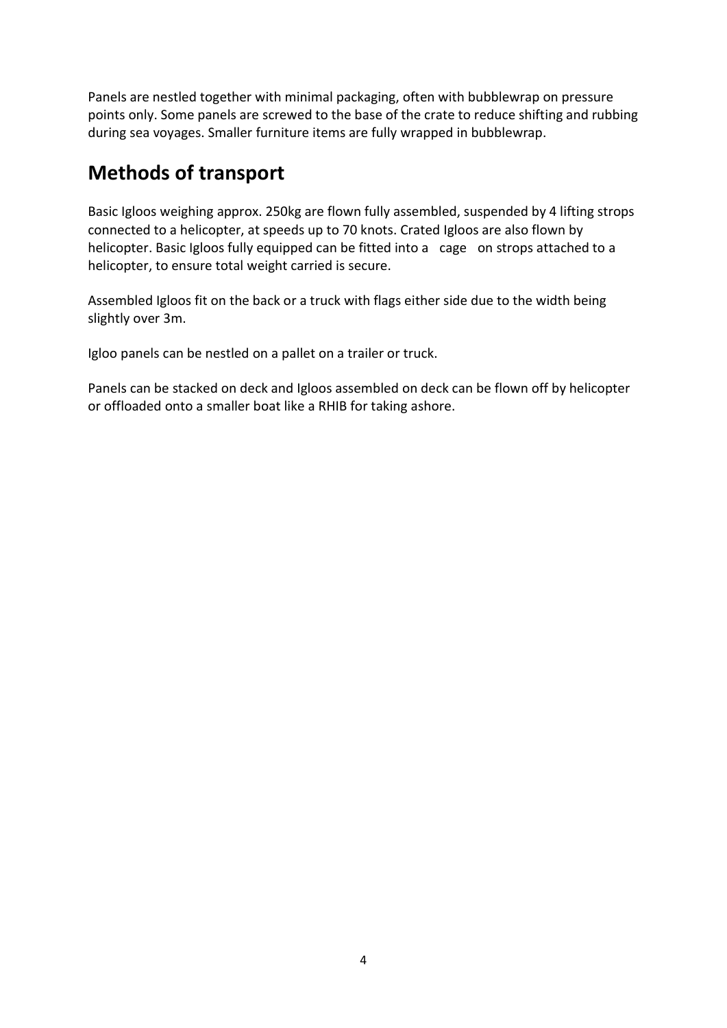Panels are nestled together with minimal packaging, often with bubblewrap on pressure points only. Some panels are screwed to the base of the crate to reduce shifting and rubbing during sea voyages. Smaller furniture items are fully wrapped in bubblewrap.

## Methods of transport

Basic Igloos weighing approx. 250kg are flown fully assembled, suspended by 4 lifting strops connected to a helicopter, at speeds up to 70 knots. Crated Igloos are also flown by helicopter. Basic Igloos fully equipped can be fitted into a cage on strops attached to a helicopter, to ensure total weight carried is secure.

Assembled Igloos fit on the back or a truck with flags either side due to the width being slightly over 3m.

Igloo panels can be nestled on a pallet on a trailer or truck.

Panels can be stacked on deck and Igloos assembled on deck can be flown off by helicopter or offloaded onto a smaller boat like a RHIB for taking ashore.